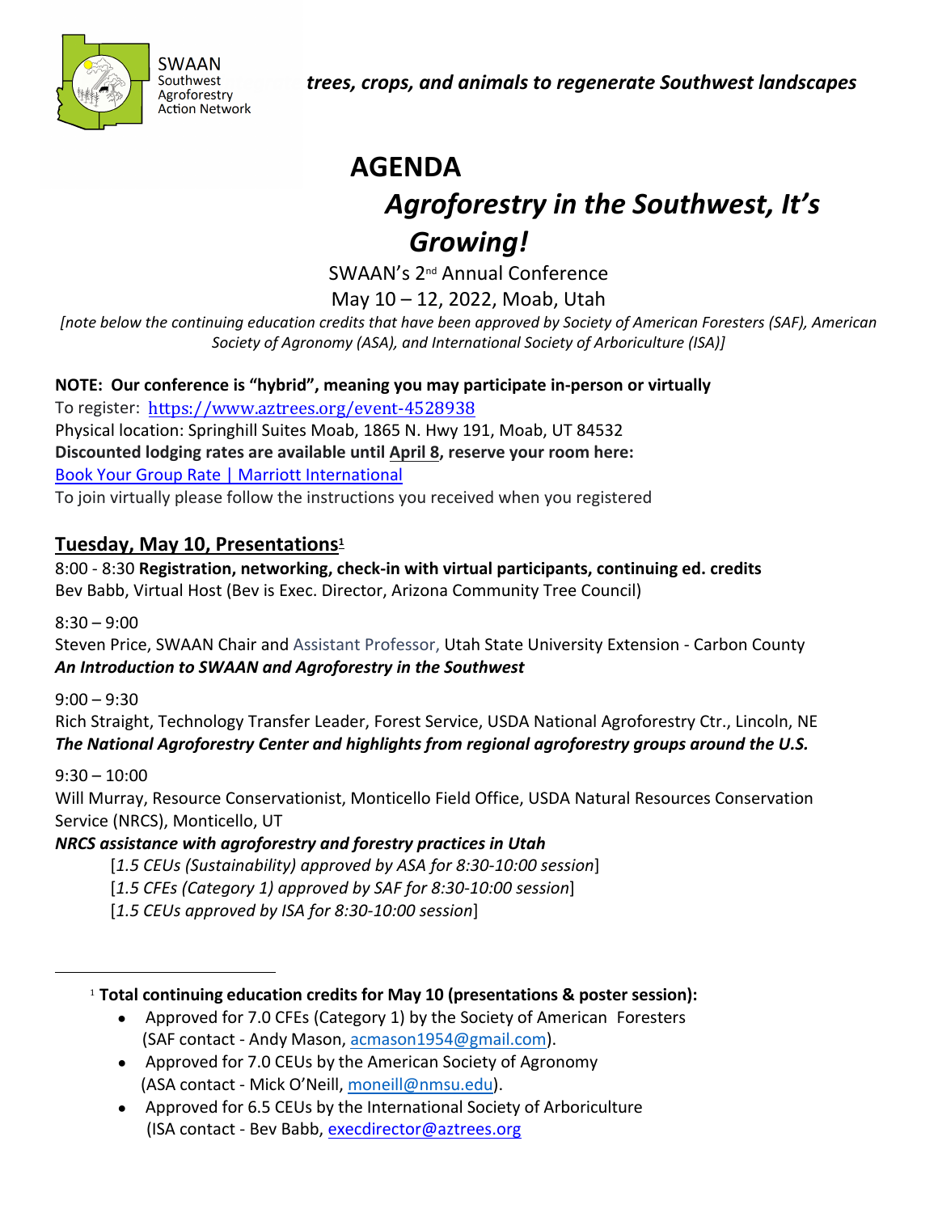SWAAN
Southwest Agroforestry Action Network

*trees, crops, and animals to regenerate Southwest landscapes*

# AGENDA

## *Agroforestry in the Southwest, It's Growing!*

SWAAN's 2nd Annual Conference

May 10 – 12, 2022, Moab, Utah

*[note below the continuing education credits that have been approved by Society of American Foresters (SAF), American Society of Agronomy (ASA), and International Society of Arboriculture (ISA)]*

**NOTE: Our conference is "hybrid", meaning you may participate in-person or virtually**

To register: https://www.aztrees.org/event-4528938

Physical location: Springhill Suites Moab, 1865 N. Hwy 191, Moab, UT 84532

**Discounted lodging rates are available until April 8, reserve your room here:**

Book Your Group Rate | Marriott International

To join virtually please follow the instructions you received when you registered

## Tuesday, May 10, Presentations[1]

8:00 - 8:30 **Registration, networking, check-in with virtual participants, continuing ed. credits**

Bev Babb, Virtual Host (Bev is Exec. Director, Arizona Community Tree Council)

8:30 – 9:00

Steven Price, SWAAN Chair and Assistant Professor, Utah State University Extension - Carbon County

***An Introduction to SWAAN and Agroforestry in the Southwest***

9:00 – 9:30

Rich Straight, Technology Transfer Leader, Forest Service, USDA National Agroforestry Ctr., Lincoln, NE

***The National Agroforestry Center and highlights from regional agroforestry groups around the U.S.***

9:30 – 10:00

Will Murray, Resource Conservationist, Monticello Field Office, USDA Natural Resources Conservation Service (NRCS), Monticello, UT

***NRCS assistance with agroforestry and forestry practices in Utah***

[*1.5 CEUs (Sustainability) approved by ASA for 8:30-10:00 session*]

[*1.5 CFEs (Category 1) approved by SAF for 8:30-10:00 session*]

[*1.5 CEUs approved by ISA for 8:30-10:00 session*]

---

[1] **Total continuing education credits for May 10 (presentations & poster session):**

- Approved for 7.0 CFEs (Category 1) by the Society of American Foresters (SAF contact - Andy Mason, acmason1954@gmail.com).
- Approved for 7.0 CEUs by the American Society of Agronomy (ASA contact - Mick O'Neill, moneill@nmsu.edu).
- Approved for 6.5 CEUs by the International Society of Arboriculture (ISA contact - Bev Babb, execdirector@aztrees.org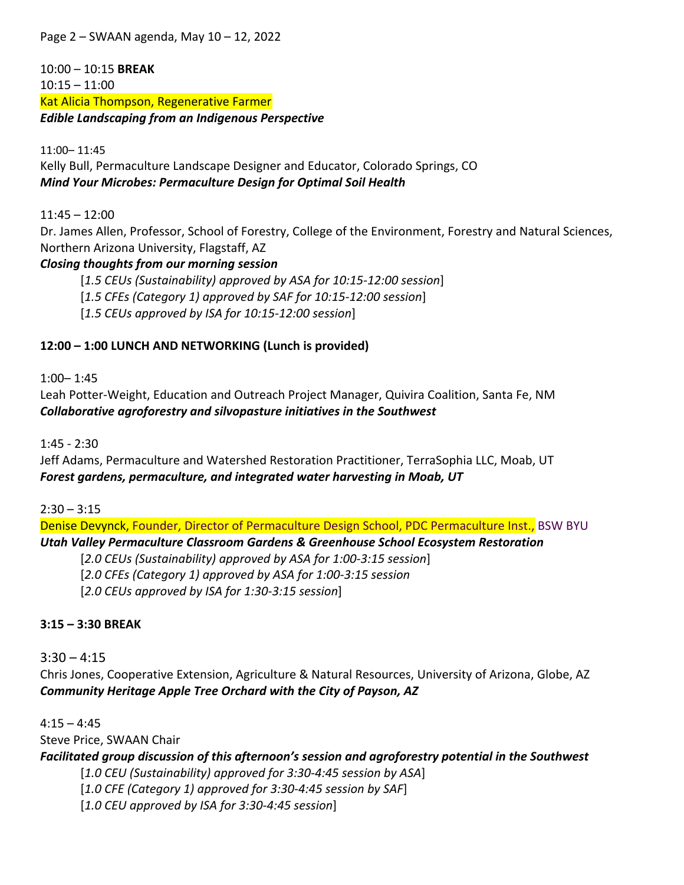10:00 – 10:15 **BREAK**

10:15 – 11:00

Kat Alicia Thompson, Regenerative Farmer

***Edible Landscaping from an Indigenous Perspective***

11:00– 11:45

Kelly Bull, Permaculture Landscape Designer and Educator, Colorado Springs, CO

***Mind Your Microbes: Permaculture Design for Optimal Soil Health***

11:45 – 12:00

Dr. James Allen, Professor, School of Forestry, College of the Environment, Forestry and Natural Sciences, Northern Arizona University, Flagstaff, AZ

***Closing thoughts from our morning session***

[*1.5 CEUs (Sustainability) approved by ASA for 10:15-12:00 session*]
[*1.5 CFEs (Category 1) approved by SAF for 10:15-12:00 session*]
[*1.5 CEUs approved by ISA for 10:15-12:00 session*]

**12:00 – 1:00 LUNCH AND NETWORKING (Lunch is provided)**

1:00– 1:45

Leah Potter-Weight, Education and Outreach Project Manager, Quivira Coalition, Santa Fe, NM

***Collaborative agroforestry and silvopasture initiatives in the Southwest***

1:45 - 2:30

Jeff Adams, Permaculture and Watershed Restoration Practitioner, TerraSophia LLC, Moab, UT

***Forest gardens, permaculture, and integrated water harvesting in Moab, UT***

2:30 – 3:15

Denise Devynck, Founder, Director of Permaculture Design School, PDC Permaculture Inst., BSW BYU

***Utah Valley Permaculture Classroom Gardens & Greenhouse School Ecosystem Restoration***

[*2.0 CEUs (Sustainability) approved by ASA for 1:00-3:15 session*]
[*2.0 CFEs (Category 1) approved by ASA for 1:00-3:15 session*
[*2.0 CEUs approved by ISA for 1:30-3:15 session*]

**3:15 – 3:30 BREAK**

3:30 – 4:15

Chris Jones, Cooperative Extension, Agriculture & Natural Resources, University of Arizona, Globe, AZ

***Community Heritage Apple Tree Orchard with the City of Payson, AZ***

4:15 – 4:45

Steve Price, SWAAN Chair

***Facilitated group discussion of this afternoon's session and agroforestry potential in the Southwest***

[*1.0 CEU (Sustainability) approved for 3:30-4:45 session by ASA*]
[*1.0 CFE (Category 1) approved for 3:30-4:45 session by SAF*]
[*1.0 CEU approved by ISA for 3:30-4:45 session*]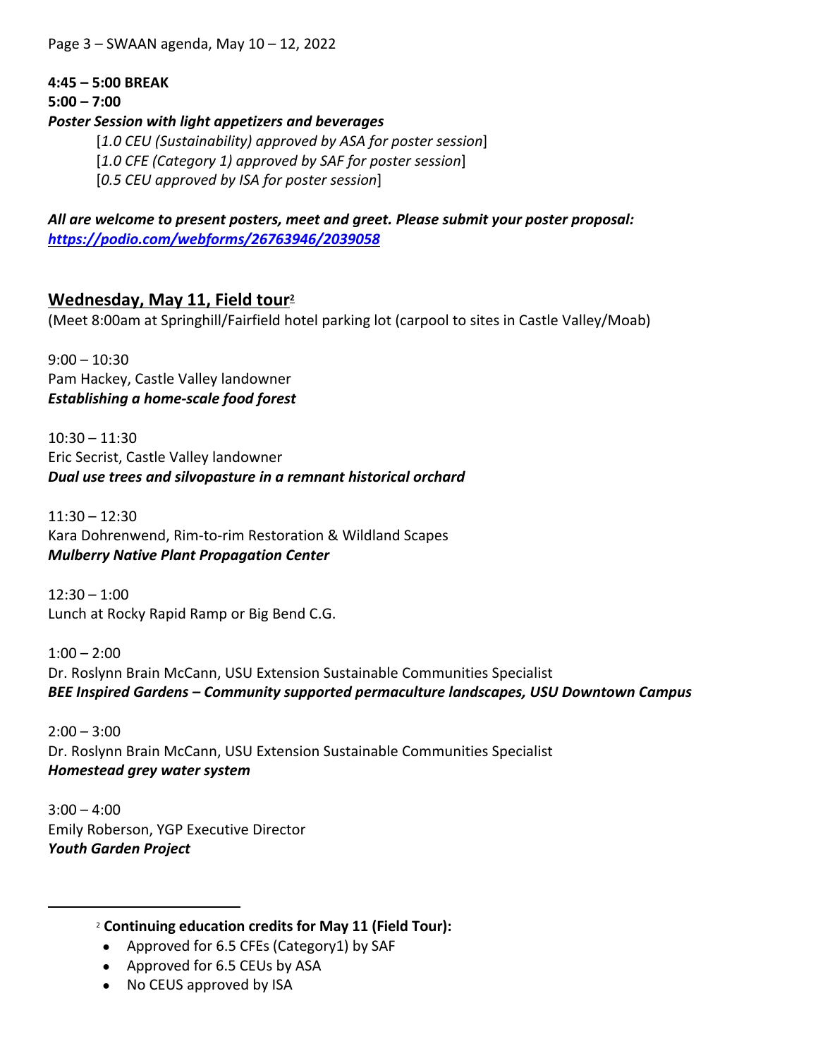**4:45 – 5:00 BREAK**

**5:00 – 7:00**

***Poster Session with light appetizers and beverages***

[*1.0 CEU (Sustainability) approved by ASA for poster session*]
[*1.0 CFE (Category 1) approved by SAF for poster session*]
[*0.5 CEU approved by ISA for poster session*]

***All are welcome to present posters, meet and greet. Please submit your poster proposal: [https://podio.com/webforms/26763946/2039058](https://podio.com/webforms/26763946/2039058)***

## Wednesday, May 11, Field tour[2]

(Meet 8:00am at Springhill/Fairfield hotel parking lot (carpool to sites in Castle Valley/Moab)

9:00 – 10:30
Pam Hackey, Castle Valley landowner
***Establishing a home-scale food forest***

10:30 – 11:30
Eric Secrist, Castle Valley landowner
***Dual use trees and silvopasture in a remnant historical orchard***

11:30 – 12:30
Kara Dohrenwend, Rim-to-rim Restoration & Wildland Scapes
***Mulberry Native Plant Propagation Center***

12:30 – 1:00
Lunch at Rocky Rapid Ramp or Big Bend C.G.

1:00 – 2:00
Dr. Roslynn Brain McCann, USU Extension Sustainable Communities Specialist
***BEE Inspired Gardens – Community supported permaculture landscapes, USU Downtown Campus***

2:00 – 3:00
Dr. Roslynn Brain McCann, USU Extension Sustainable Communities Specialist
***Homestead grey water system***

3:00 – 4:00
Emily Roberson, YGP Executive Director
***Youth Garden Project***

---

[2] **Continuing education credits for May 11 (Field Tour):**

- Approved for 6.5 CFEs (Category1) by SAF
- Approved for 6.5 CEUs by ASA
- No CEUS approved by ISA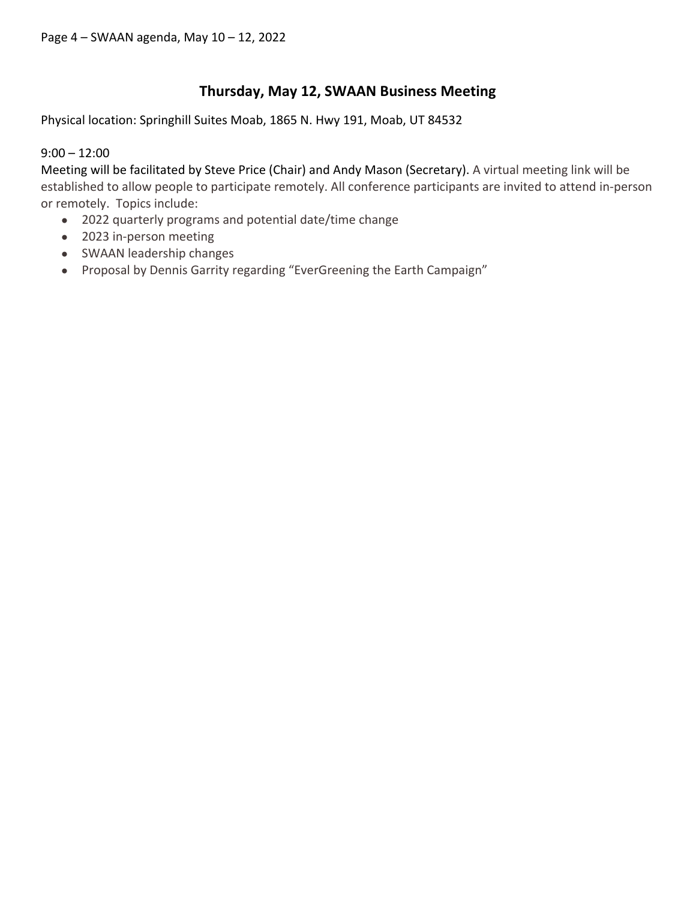## Thursday, May 12, SWAAN Business Meeting

Physical location: Springhill Suites Moab, 1865 N. Hwy 191, Moab, UT 84532

9:00 – 12:00

Meeting will be facilitated by Steve Price (Chair) and Andy Mason (Secretary). A virtual meeting link will be established to allow people to participate remotely. All conference participants are invited to attend in-person or remotely. Topics include:

- 2022 quarterly programs and potential date/time change
- 2023 in-person meeting
- SWAAN leadership changes
- Proposal by Dennis Garrity regarding "EverGreening the Earth Campaign"